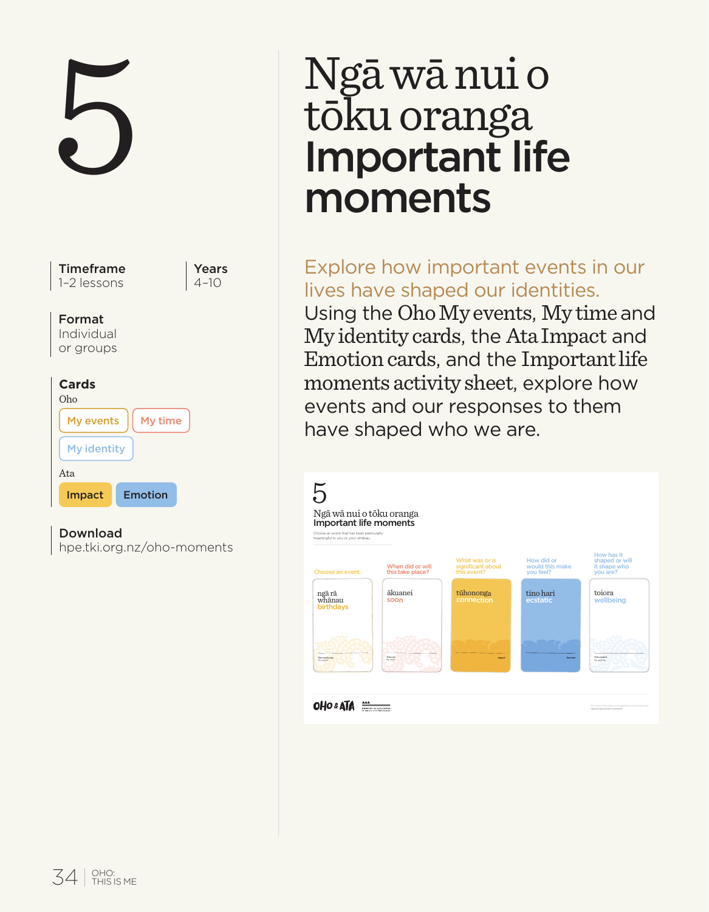# 5

# Ngā wā nui o tōku oranga Important life moments

**Timeframe**
1–2 lessons

**Years**
4–10

**Format**
Individual or groups

**Cards**

Oho

- My events
- My time
- My identity

Ata

- Impact
- Emotion

**Download**
hpe.tki.org.nz/oho-moments

Explore how important events in our lives have shaped our identities.

Using the Oho My events, My time and My identity cards, the Ata Impact and Emotion cards, and the Important life moments activity sheet, explore how events and our responses to them have shaped who we are.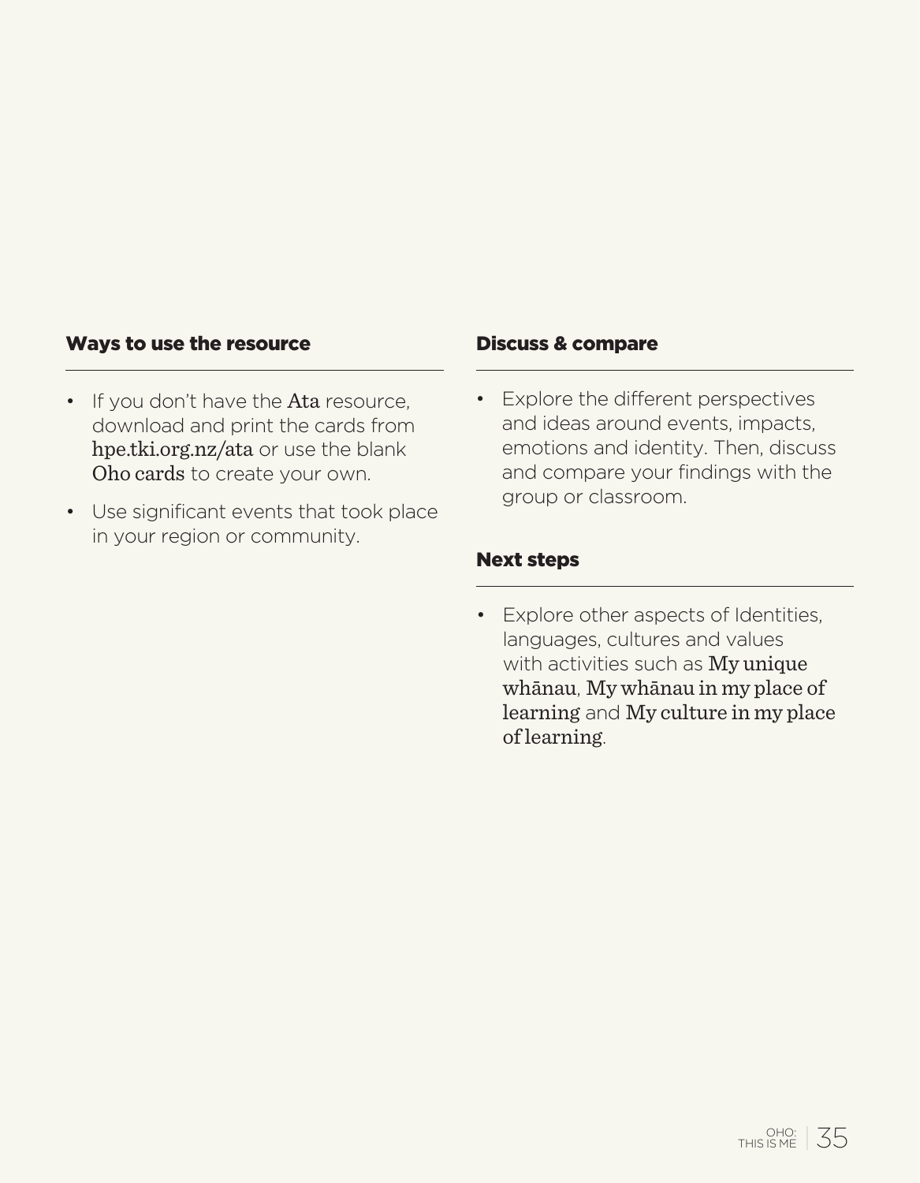### Ways to use the resource

- If you don't have the **Ata** resource, download and print the cards from **hpe.tki.org.nz/ata** or use the blank **Oho cards** to create your own.
- Use significant events that took place in your region or community.

### Discuss & compare

- Explore the different perspectives and ideas around events, impacts, emotions and identity. Then, discuss and compare your findings with the group or classroom.

### Next steps

- Explore other aspects of Identities, languages, cultures and values with activities such as **My unique whānau**, **My whānau in my place of learning** and **My culture in my place of learning**.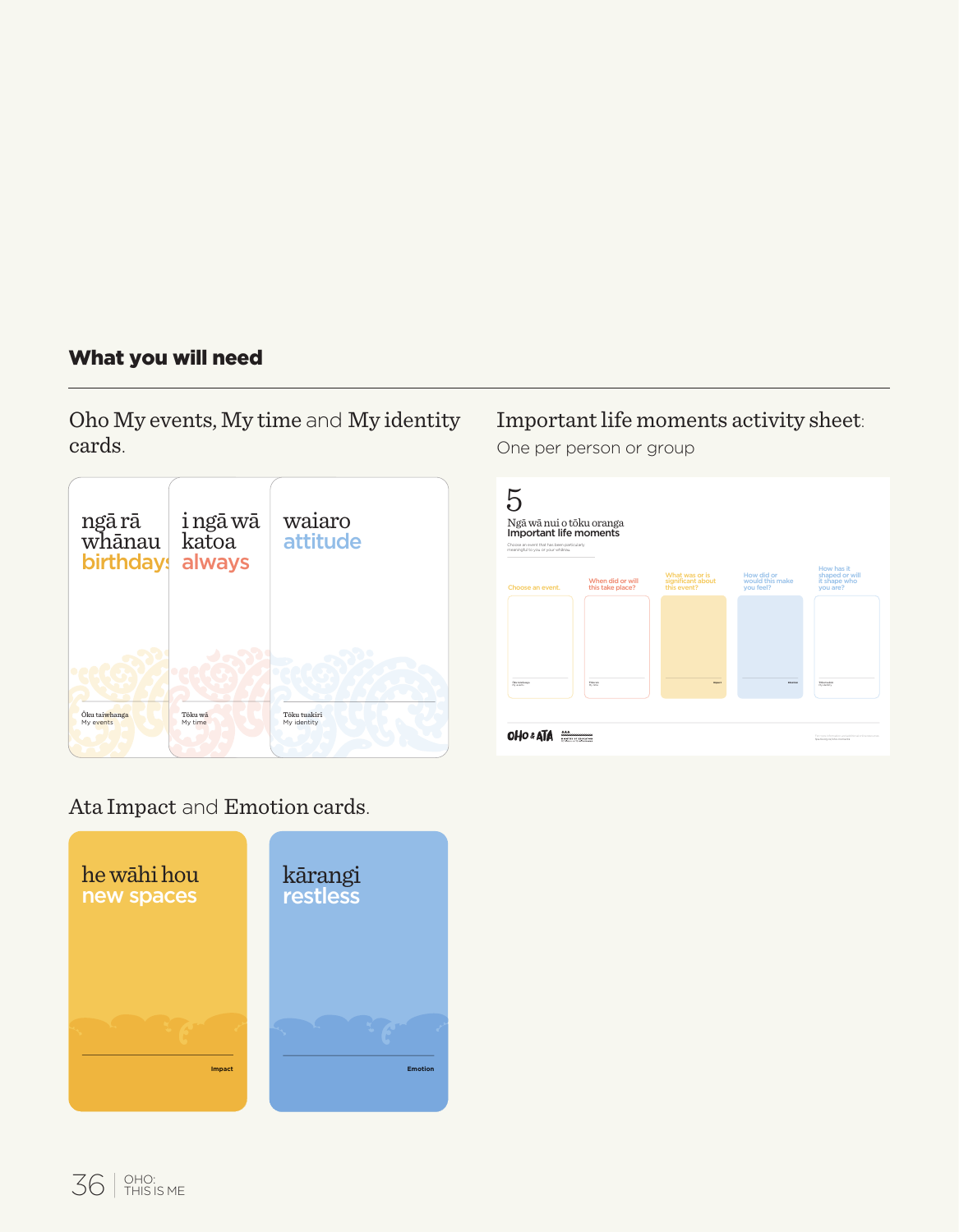## What you will need

**Oho My events, My time** and **My identity cards.**

ngā rā whānau
birthdays

Ōku taiwhanga
My events

i ngā wā katoa
always

Tōku wā
My time

waiaro
attitude

Tōku tuakiri
My identity

**Important life moments activity sheet:**
One per person or group

5
Ngā wā nui o tōku oranga
Important life moments

Choose an event that has been particularly meaningful to you or your whānau

Choose an event. | When did or will this take place? | What was or is significant about this event? | How did or would this make you feel? | How has it shaped or will it shape who you are?

**Ata Impact** and **Emotion cards.**

he wāhi hou
new spaces

Impact

kārangi
restless

Emotion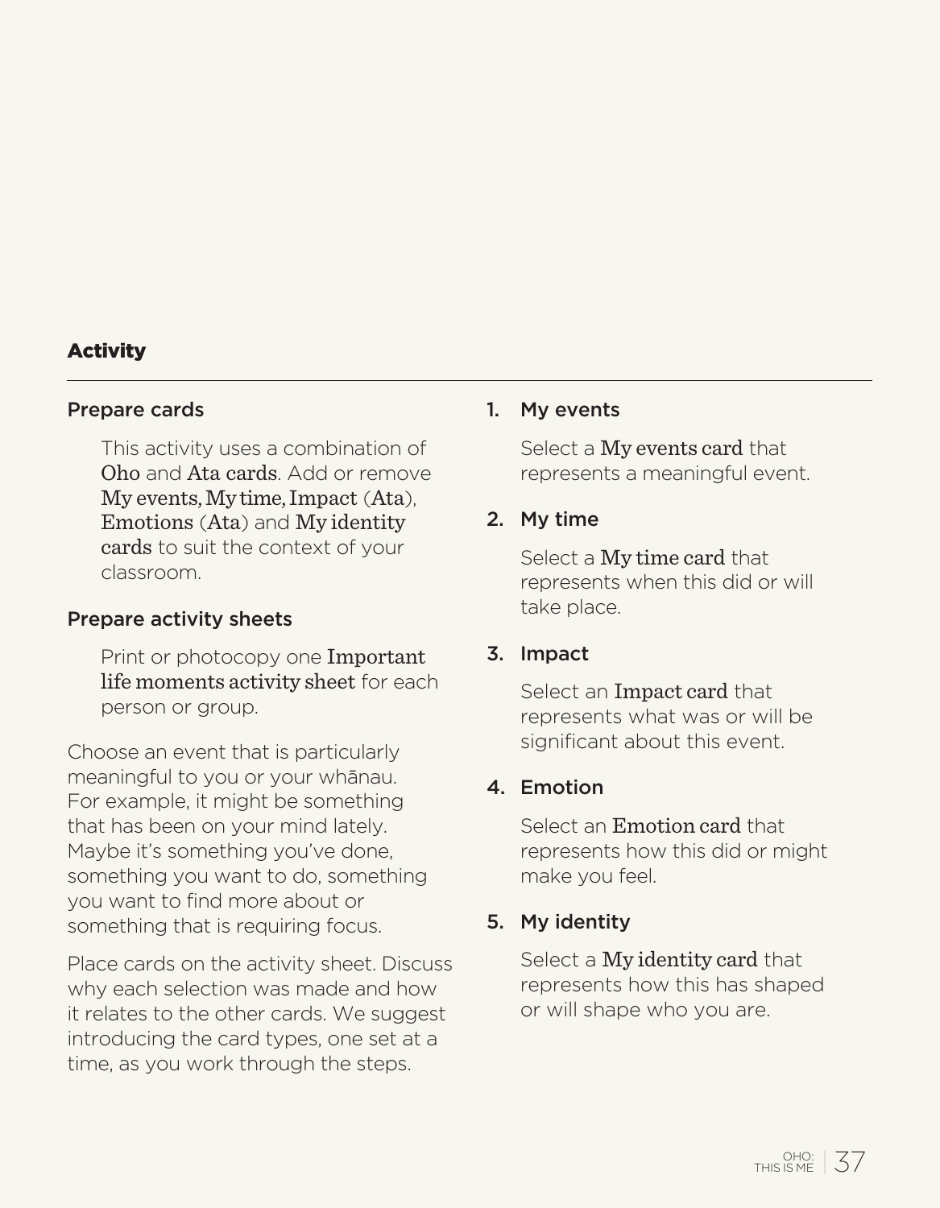## Activity

### Prepare cards

This activity uses a combination of Oho and Ata cards. Add or remove My events, My time, Impact (Ata), Emotions (Ata) and My identity cards to suit the context of your classroom.

### Prepare activity sheets

Print or photocopy one Important life moments activity sheet for each person or group.

Choose an event that is particularly meaningful to you or your whānau. For example, it might be something that has been on your mind lately. Maybe it's something you've done, something you want to do, something you want to find more about or something that is requiring focus.

Place cards on the activity sheet. Discuss why each selection was made and how it relates to the other cards. We suggest introducing the card types, one set at a time, as you work through the steps.

1. **My events**

   Select a My events card that represents a meaningful event.

2. **My time**

   Select a My time card that represents when this did or will take place.

3. **Impact**

   Select an Impact card that represents what was or will be significant about this event.

4. **Emotion**

   Select an Emotion card that represents how this did or might make you feel.

5. **My identity**

   Select a My identity card that represents how this has shaped or will shape who you are.